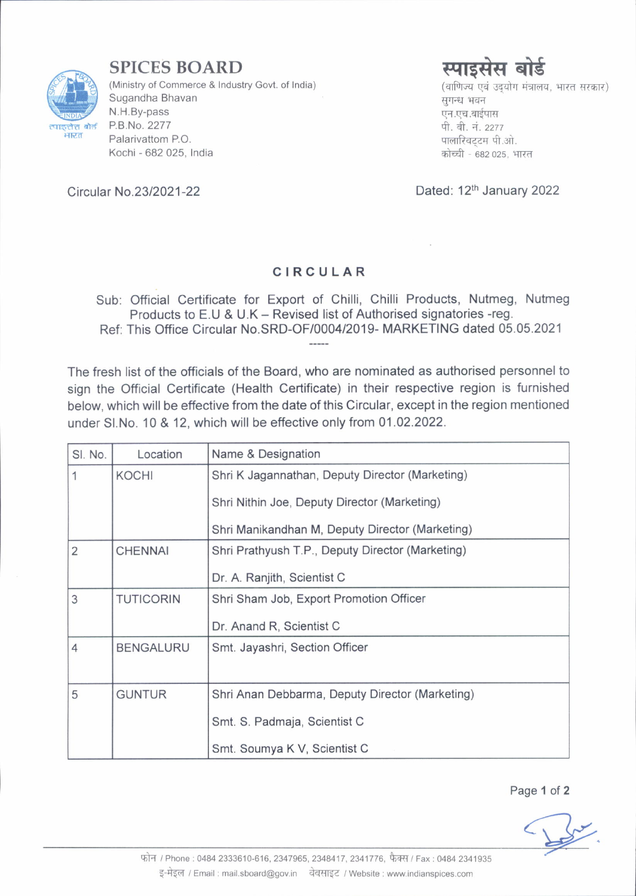# SPICES BOARD

(Ministry of Commerce & Industry Govt. of India)
Sugandha Bhavan
N.H.By-pass
P.B.No. 2277
Palarivattom P.O.
Kochi - 682 025, India

# स्पाइसेस बोर्ड

(वाणिज्य एवं उद्योग मंत्रालय, भारत सरकार)
सुगन्ध भवन
एन.एच.बाईपास
पी. बी. नं. 2277
पालारिवट्टम पी.ओ.
कोच्ची - 682 025, भारत

Circular No.23/2021-22

Dated: 12th January 2022

## CIRCULAR

Sub: Official Certificate for Export of Chilli, Chilli Products, Nutmeg, Nutmeg Products to E.U & U.K – Revised list of Authorised signatories -reg.
Ref: This Office Circular No.SRD-OF/0004/2019- MARKETING dated 05.05.2021

-----

The fresh list of the officials of the Board, who are nominated as authorised personnel to sign the Official Certificate (Health Certificate) in their respective region is furnished below, which will be effective from the date of this Circular, except in the region mentioned under Sl.No. 10 & 12, which will be effective only from 01.02.2022.

| Sl. No. | Location | Name & Designation |
|---|---|---|
| 1 | KOCHI | Shri K Jagannathan, Deputy Director (Marketing)<br>Shri Nithin Joe, Deputy Director (Marketing)<br>Shri Manikandhan M, Deputy Director (Marketing) |
| 2 | CHENNAI | Shri Prathyush T.P., Deputy Director (Marketing)<br>Dr. A. Ranjith, Scientist C |
| 3 | TUTICORIN | Shri Sham Job, Export Promotion Officer<br>Dr. Anand R, Scientist C |
| 4 | BENGALURU | Smt. Jayashri, Section Officer |
| 5 | GUNTUR | Shri Anan Debbarma, Deputy Director (Marketing)<br>Smt. S. Padmaja, Scientist C<br>Smt. Soumya K V, Scientist C |

फोन / Phone : 0484 2333610-616, 2347965, 2348417, 2341776, फैक्स / Fax : 0484 2341935
इ-मेइल / Email : mail.sboard@gov.in वेबसाइट / Website : www.indianspices.com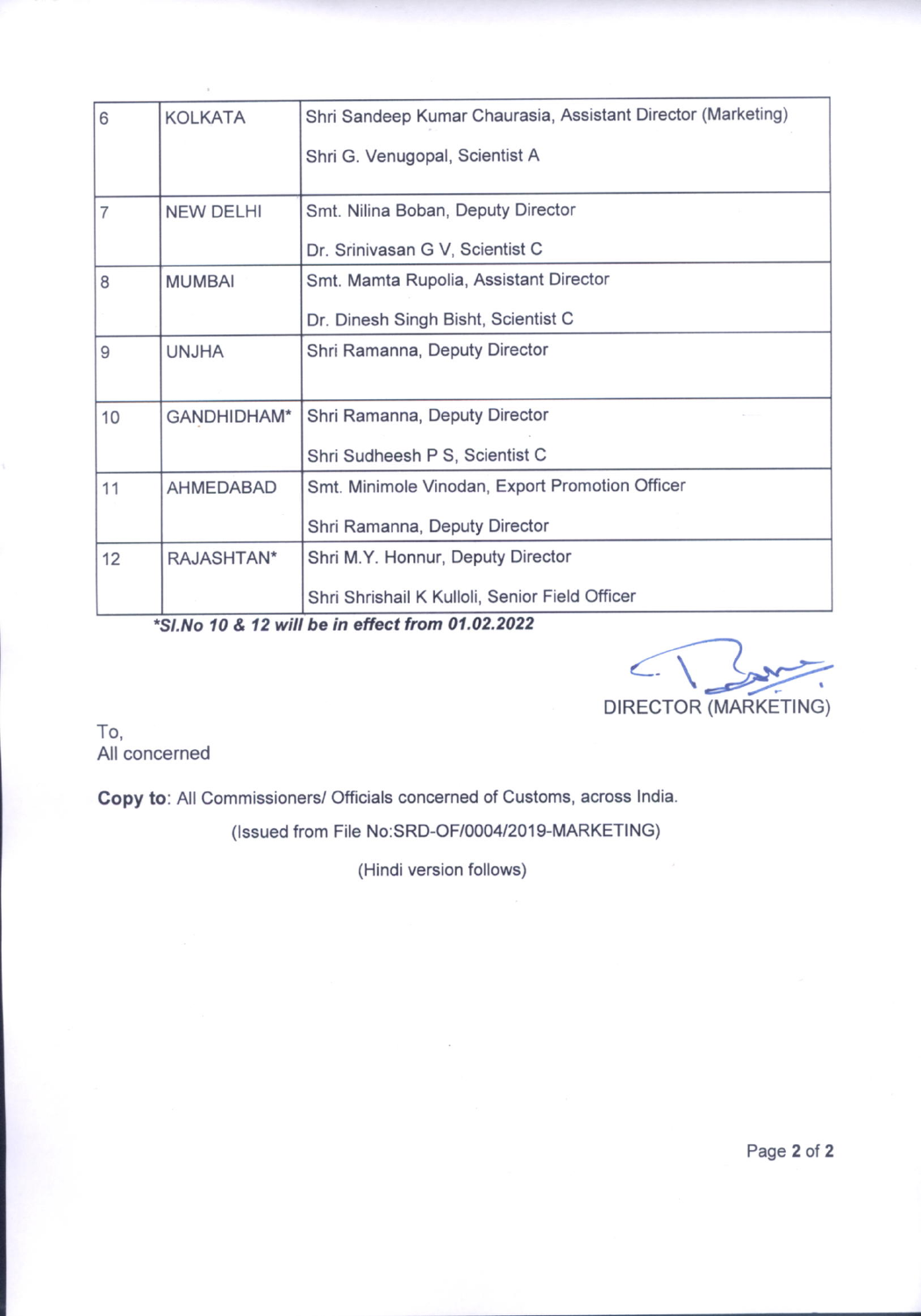| | | |
|---|---|---|
| 6 | KOLKATA | Shri Sandeep Kumar Chaurasia, Assistant Director (Marketing)<br><br>Shri G. Venugopal, Scientist A |
| 7 | NEW DELHI | Smt. Nilina Boban, Deputy Director<br><br>Dr. Srinivasan G V, Scientist C |
| 8 | MUMBAI | Smt. Mamta Rupolia, Assistant Director<br><br>Dr. Dinesh Singh Bisht, Scientist C |
| 9 | UNJHA | Shri Ramanna, Deputy Director |
| 10 | GANDHIDHAM* | Shri Ramanna, Deputy Director<br><br>Shri Sudheesh P S, Scientist C |
| 11 | AHMEDABAD | Smt. Minimole Vinodan, Export Promotion Officer<br><br>Shri Ramanna, Deputy Director |
| 12 | RAJASHTAN* | Shri M.Y. Honnur, Deputy Director<br><br>Shri Shrishail K Kulloli, Senior Field Officer |

***Sl.No 10 & 12 will be in effect from 01.02.2022***

DIRECTOR (MARKETING)

To,
All concerned

**Copy to**: All Commissioners/ Officials concerned of Customs, across India.

(Issued from File No:SRD-OF/0004/2019-MARKETING)

(Hindi version follows)